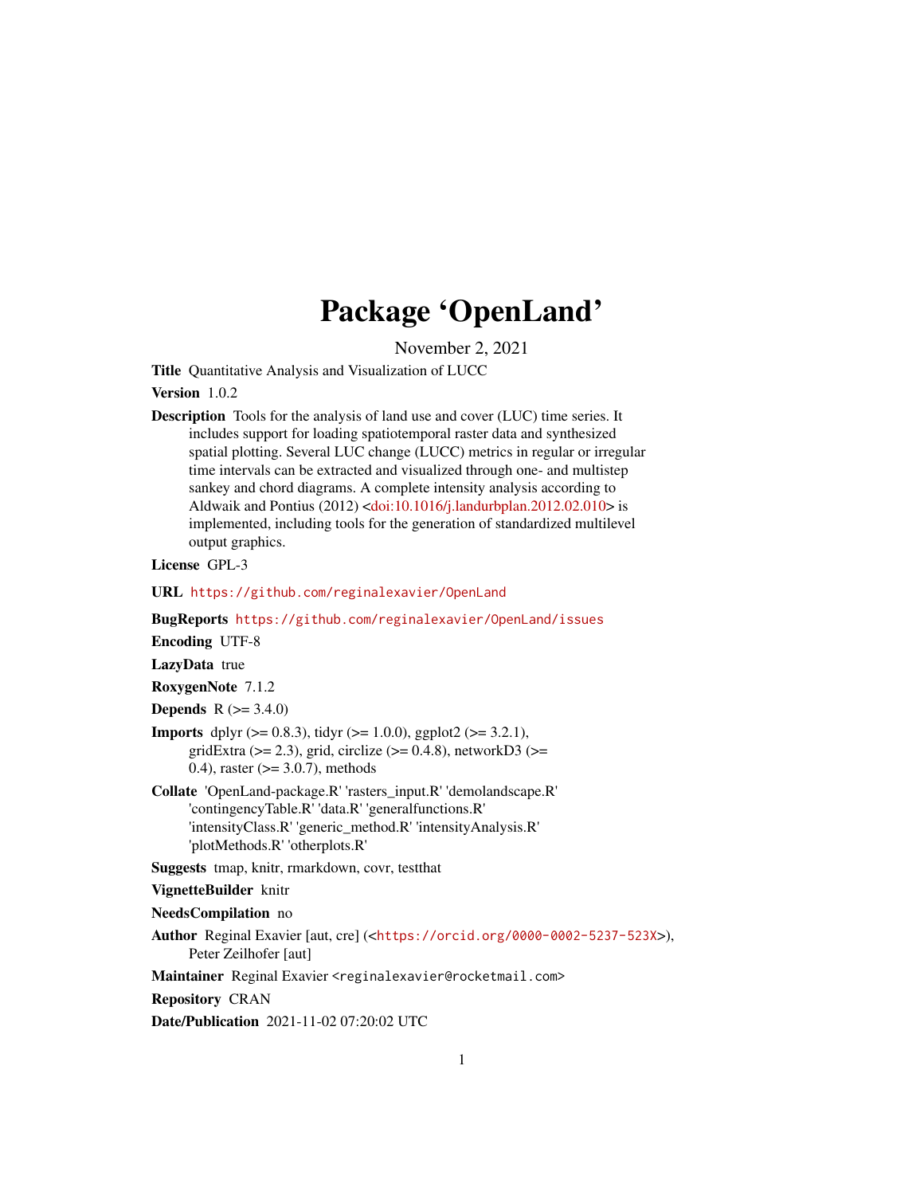# Package 'OpenLand'

November 2, 2021

**Title** Quantitative Analysis and Visualization of LUCC

**Version** 1.0.2

**Description** Tools for the analysis of land use and cover (LUC) time series. It includes support for loading spatiotemporal raster data and synthesized spatial plotting. Several LUC change (LUCC) metrics in regular or irregular time intervals can be extracted and visualized through one- and multistep sankey and chord diagrams. A complete intensity analysis according to Aldwaik and Pontius (2012) <doi:10.1016/j.landurbplan.2012.02.010> is implemented, including tools for the generation of standardized multilevel output graphics.

**License** GPL-3

**URL** https://github.com/reginalexavier/OpenLand

**BugReports** https://github.com/reginalexavier/OpenLand/issues

**Encoding** UTF-8

**LazyData** true

**RoxygenNote** 7.1.2

**Depends** R (>= 3.4.0)

**Imports** dplyr (>= 0.8.3), tidyr (>= 1.0.0), ggplot2 (>= 3.2.1), gridExtra (>= 2.3), grid, circlize (>= 0.4.8), networkD3 (>= 0.4), raster (>= 3.0.7), methods

**Collate** 'OpenLand-package.R' 'rasters_input.R' 'demolandscape.R' 'contingencyTable.R' 'data.R' 'generalfunctions.R' 'intensityClass.R' 'generic_method.R' 'intensityAnalysis.R' 'plotMethods.R' 'otherplots.R'

**Suggests** tmap, knitr, rmarkdown, covr, testthat

**VignetteBuilder** knitr

**NeedsCompilation** no

**Author** Reginal Exavier [aut, cre] (<https://orcid.org/0000-0002-5237-523X>), Peter Zeilhofer [aut]

**Maintainer** Reginal Exavier <reginalexavier@rocketmail.com>

**Repository** CRAN

**Date/Publication** 2021-11-02 07:20:02 UTC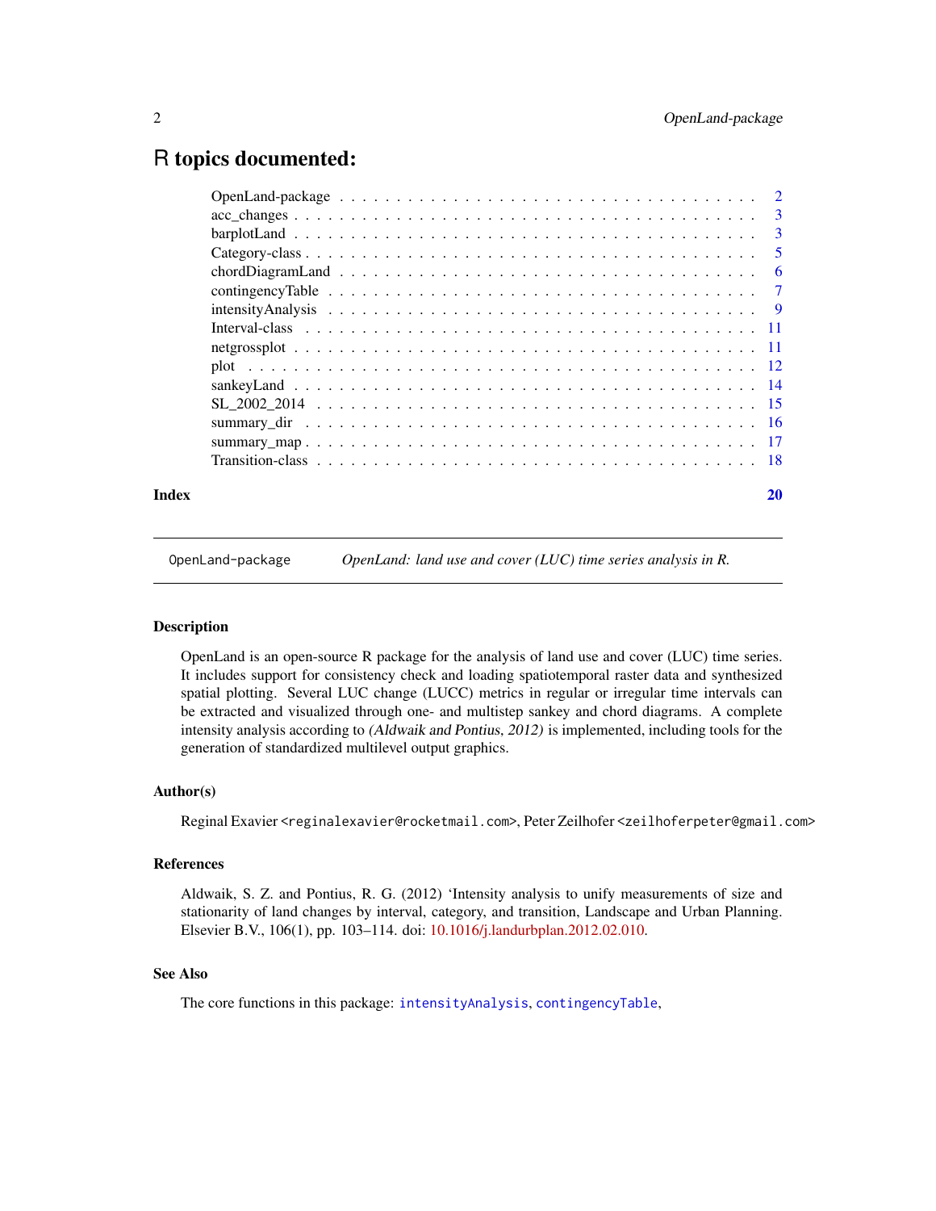# R topics documented:

| | |
|---|---|
| OpenLand-package | 2 |
| acc_changes | 3 |
| barplotLand | 3 |
| Category-class | 5 |
| chordDiagramLand | 6 |
| contingencyTable | 7 |
| intensityAnalysis | 9 |
| Interval-class | 11 |
| netgrossplot | 11 |
| plot | 12 |
| sankeyLand | 14 |
| SL_2002_2014 | 15 |
| summary_dir | 16 |
| summary_map | 17 |
| Transition-class | 18 |

**Index** **20**

---

`OpenLand-package` *OpenLand: land use and cover (LUC) time series analysis in R.*

---

## Description

OpenLand is an open-source R package for the analysis of land use and cover (LUC) time series. It includes support for consistency check and loading spatiotemporal raster data and synthesized spatial plotting. Several LUC change (LUCC) metrics in regular or irregular time intervals can be extracted and visualized through one- and multistep sankey and chord diagrams. A complete intensity analysis according to *(Aldwaik and Pontius, 2012)* is implemented, including tools for the generation of standardized multilevel output graphics.

## Author(s)

Reginal Exavier `<reginalexavier@rocketmail.com>`, Peter Zeilhofer `<zeilhoferpeter@gmail.com>`

## References

Aldwaik, S. Z. and Pontius, R. G. (2012) 'Intensity analysis to unify measurements of size and stationarity of land changes by interval, category, and transition, Landscape and Urban Planning. Elsevier B.V., 106(1), pp. 103–114. doi: 10.1016/j.landurbplan.2012.02.010.

## See Also

The core functions in this package: `intensityAnalysis`, `contingencyTable`,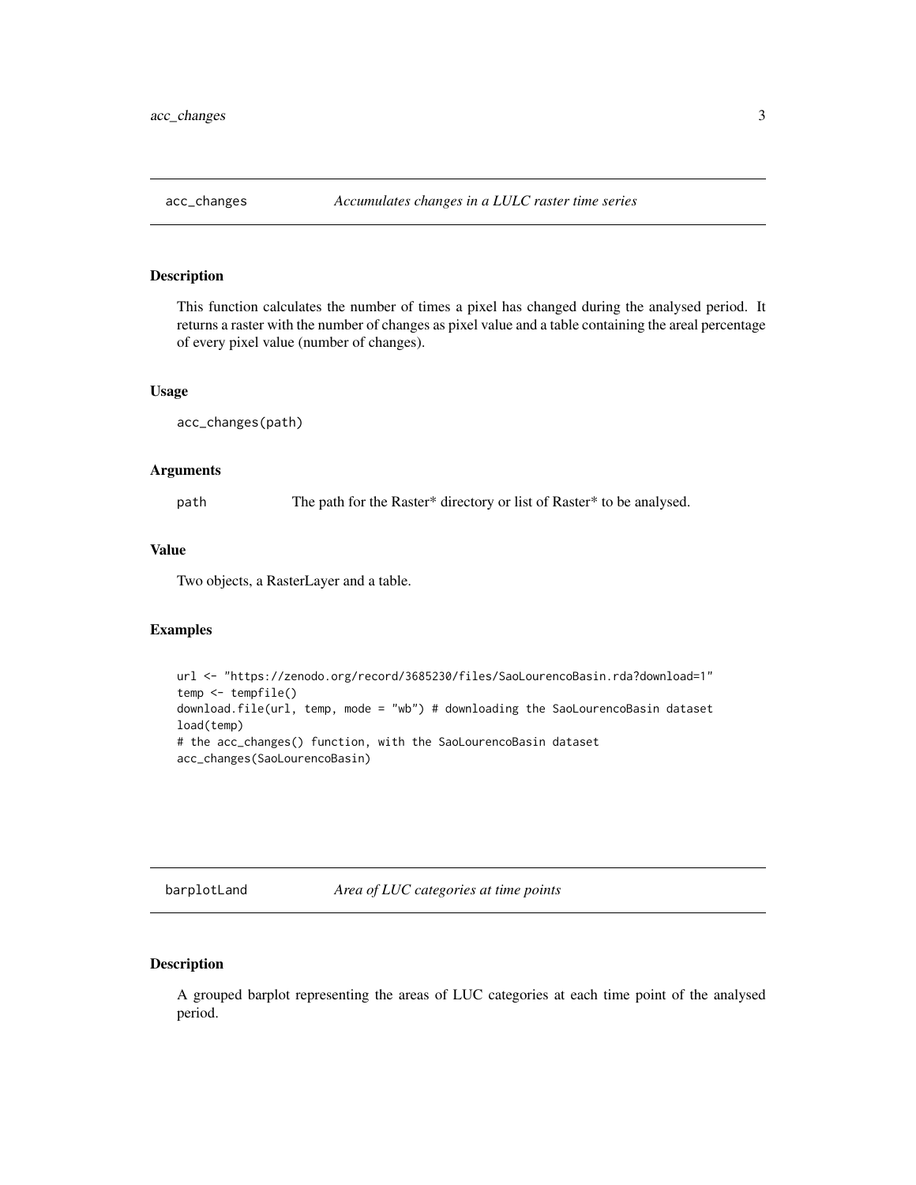## acc_changes — *Accumulates changes in a LULC raster time series*

### Description

This function calculates the number of times a pixel has changed during the analysed period. It returns a raster with the number of changes as pixel value and a table containing the areal percentage of every pixel value (number of changes).

### Usage

```
acc_changes(path)
```

### Arguments

| | |
|---|---|
| path | The path for the Raster* directory or list of Raster* to be analysed. |

### Value

Two objects, a RasterLayer and a table.

### Examples

```
url <- "https://zenodo.org/record/3685230/files/SaoLourencoBasin.rda?download=1"
temp <- tempfile()
download.file(url, temp, mode = "wb") # downloading the SaoLourencoBasin dataset
load(temp)
# the acc_changes() function, with the SaoLourencoBasin dataset
acc_changes(SaoLourencoBasin)
```

## barplotLand — *Area of LUC categories at time points*

### Description

A grouped barplot representing the areas of LUC categories at each time point of the analysed period.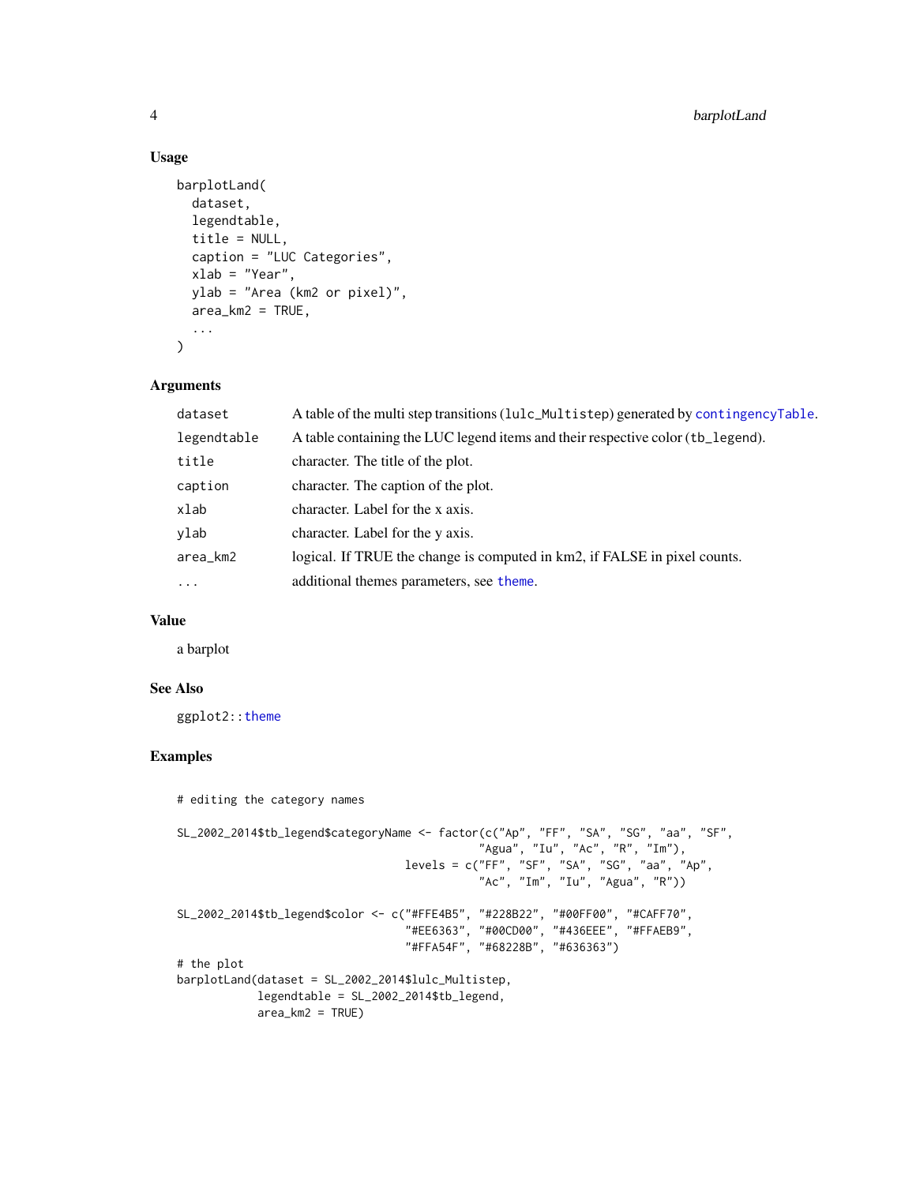### Usage

```
barplotLand(
  dataset,
  legendtable,
  title = NULL,
  caption = "LUC Categories",
  xlab = "Year",
  ylab = "Area (km2 or pixel)",
  area_km2 = TRUE,
  ...
)
```

### Arguments

| | |
|---|---|
| `dataset` | A table of the multi step transitions (`lulc_Multistep`) generated by `contingencyTable`. |
| `legendtable` | A table containing the LUC legend items and their respective color (`tb_legend`). |
| `title` | character. The title of the plot. |
| `caption` | character. The caption of the plot. |
| `xlab` | character. Label for the x axis. |
| `ylab` | character. Label for the y axis. |
| `area_km2` | logical. If TRUE the change is computed in km2, if FALSE in pixel counts. |
| `...` | additional themes parameters, see `theme`. |

### Value

a barplot

### See Also

`ggplot2::theme`

### Examples

```
# editing the category names

SL_2002_2014$tb_legend$categoryName <- factor(c("Ap", "FF", "SA", "SG", "aa", "SF",
                                              "Agua", "Iu", "Ac", "R", "Im"),
                                    levels = c("FF", "SF", "SA", "SG", "aa", "Ap",
                                              "Ac", "Im", "Iu", "Agua", "R"))

SL_2002_2014$tb_legend$color <- c("#FFE4B5", "#228B22", "#00FF00", "#CAFF70",
                                  "#EE6363", "#00CD00", "#436EEE", "#FFAEB9",
                                  "#FFA54F", "#68228B", "#636363")
# the plot
barplotLand(dataset = SL_2002_2014$lulc_Multistep,
           legendtable = SL_2002_2014$tb_legend,
           area_km2 = TRUE)
```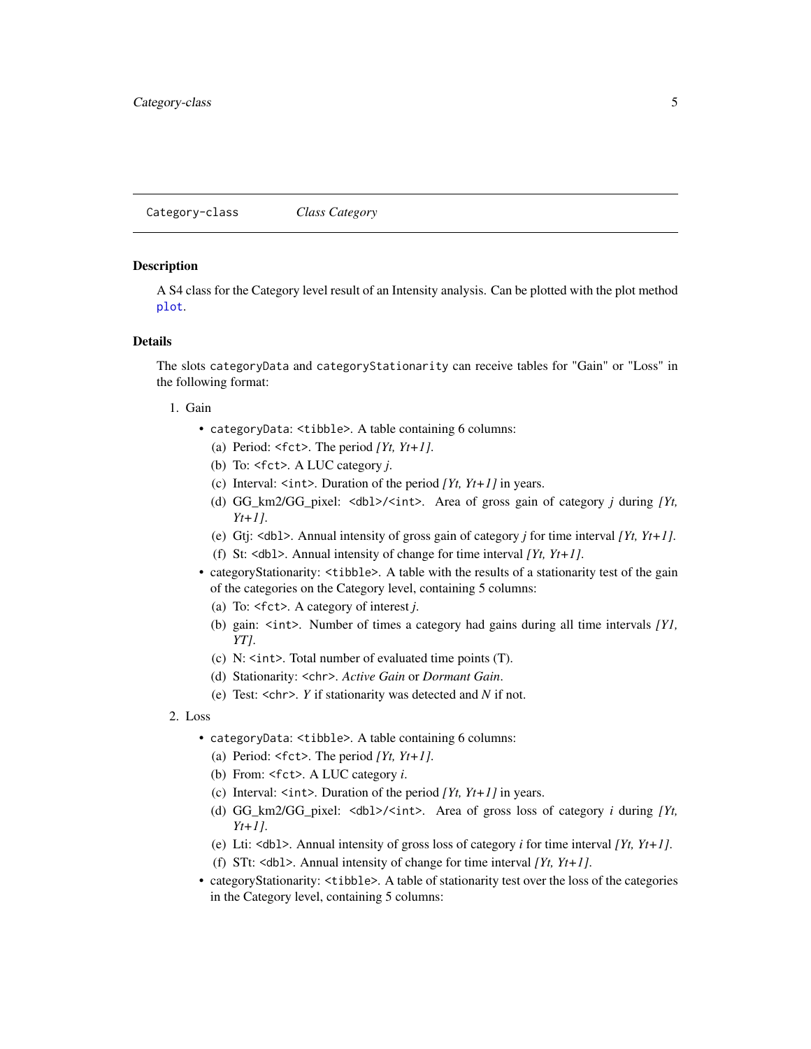## Category-class — *Class Category*

### Description

A S4 class for the Category level result of an Intensity analysis. Can be plotted with the plot method `plot`.

### Details

The slots `categoryData` and `categoryStationarity` can receive tables for "Gain" or "Loss" in the following format:

1. Gain
   - `categoryData`: `<tibble>`. A table containing 6 columns:
     (a) Period: `<fct>`. The period *[Yt, Yt+1]*.
     (b) To: `<fct>`. A LUC category *j*.
     (c) Interval: `<int>`. Duration of the period *[Yt, Yt+1]* in years.
     (d) GG_km2/GG_pixel: `<dbl>`/`<int>`. Area of gross gain of category *j* during *[Yt, Yt+1]*.
     (e) Gtj: `<dbl>`. Annual intensity of gross gain of category *j* for time interval *[Yt, Yt+1]*.
     (f) St: `<dbl>`. Annual intensity of change for time interval *[Yt, Yt+1]*.
   - categoryStationarity: `<tibble>`. A table with the results of a stationarity test of the gain of the categories on the Category level, containing 5 columns:
     (a) To: `<fct>`. A category of interest *j*.
     (b) gain: `<int>`. Number of times a category had gains during all time intervals *[Y1, YT]*.
     (c) N: `<int>`. Total number of evaluated time points (T).
     (d) Stationarity: `<chr>`. *Active Gain* or *Dormant Gain*.
     (e) Test: `<chr>`. *Y* if stationarity was detected and *N* if not.
2. Loss
   - `categoryData`: `<tibble>`. A table containing 6 columns:
     (a) Period: `<fct>`. The period *[Yt, Yt+1]*.
     (b) From: `<fct>`. A LUC category *i*.
     (c) Interval: `<int>`. Duration of the period *[Yt, Yt+1]* in years.
     (d) GG_km2/GG_pixel: `<dbl>`/`<int>`. Area of gross loss of category *i* during *[Yt, Yt+1]*.
     (e) Lti: `<dbl>`. Annual intensity of gross loss of category *i* for time interval *[Yt, Yt+1]*.
     (f) STt: `<dbl>`. Annual intensity of change for time interval *[Yt, Yt+1]*.
   - categoryStationarity: `<tibble>`. A table of stationarity test over the loss of the categories in the Category level, containing 5 columns: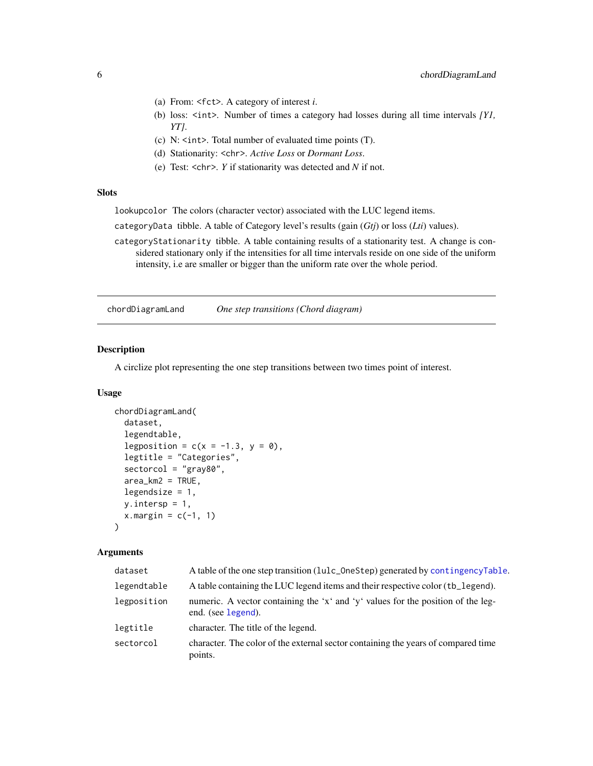(a) From: <fct>. A category of interest *i*.
(b) loss: <int>. Number of times a category had losses during all time intervals *[Y1, YT]*.
(c) N: <int>. Total number of evaluated time points (T).
(d) Stationarity: <chr>. *Active Loss* or *Dormant Loss*.
(e) Test: <chr>. *Y* if stationarity was detected and *N* if not.

### Slots

`lookupcolor` The colors (character vector) associated with the LUC legend items.

`categoryData` tibble. A table of Category level's results (gain (*Gtj*) or loss (*Lti*) values).

`categoryStationarity` tibble. A table containing results of a stationarity test. A change is considered stationary only if the intensities for all time intervals reside on one side of the uniform intensity, i.e are smaller or bigger than the uniform rate over the whole period.

---

## chordDiagramLand — *One step transitions (Chord diagram)*

### Description

A circlize plot representing the one step transitions between two times point of interest.

### Usage

```
chordDiagramLand(
  dataset,
  legendtable,
  legposition = c(x = -1.3, y = 0),
  legtitle = "Categories",
  sectorcol = "gray80",
  area_km2 = TRUE,
  legendsize = 1,
  y.intersp = 1,
  x.margin = c(-1, 1)
)
```

### Arguments

| | |
|---|---|
| `dataset` | A table of the one step transition (`lulc_OneStep`) generated by `contingencyTable`. |
| `legendtable` | A table containing the LUC legend items and their respective color (`tb_legend`). |
| `legposition` | numeric. A vector containing the 'x' and 'y' values for the position of the legend. (see `legend`). |
| `legtitle` | character. The title of the legend. |
| `sectorcol` | character. The color of the external sector containing the years of compared time points. |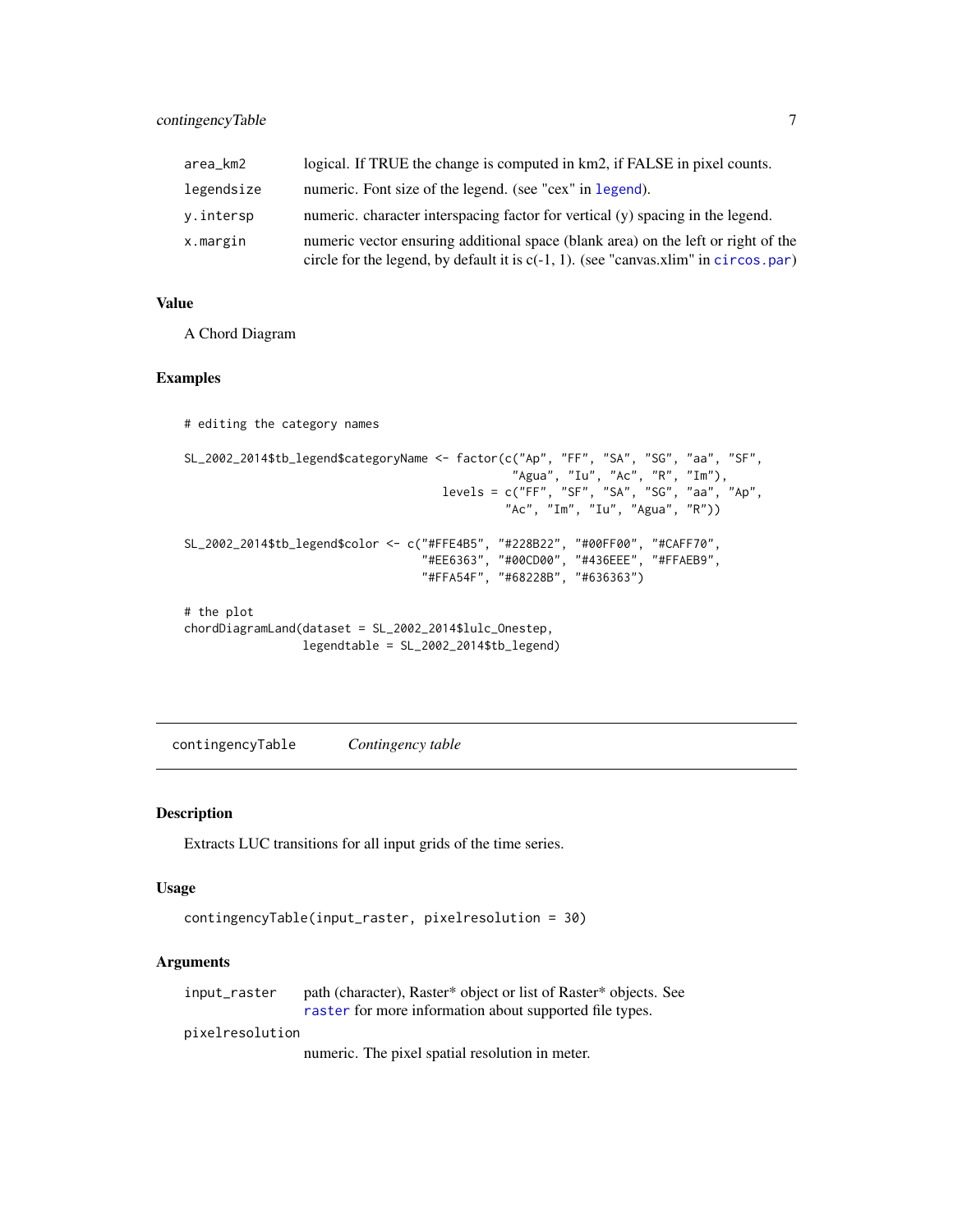| | |
|---|---|
| area_km2 | logical. If TRUE the change is computed in km2, if FALSE in pixel counts. |
| legendsize | numeric. Font size of the legend. (see "cex" in legend). |
| y.intersp | numeric. character interspacing factor for vertical (y) spacing in the legend. |
| x.margin | numeric vector ensuring additional space (blank area) on the left or right of the circle for the legend, by default it is c(-1, 1). (see "canvas.xlim" in circos.par) |

### Value

A Chord Diagram

### Examples

```
# editing the category names

SL_2002_2014$tb_legend$categoryName <- factor(c("Ap", "FF", "SA", "SG", "aa", "SF",
                                               "Agua", "Iu", "Ac", "R", "Im"),
                                    levels = c("FF", "SF", "SA", "SG", "aa", "Ap",
                                               "Ac", "Im", "Iu", "Agua", "R"))

SL_2002_2014$tb_legend$color <- c("#FFE4B5", "#228B22", "#00FF00", "#CAFF70",
                                  "#EE6363", "#00CD00", "#436EEE", "#FFAEB9",
                                  "#FFA54F", "#68228B", "#636363")

# the plot
chordDiagramLand(dataset = SL_2002_2014$lulc_Onestep,
                 legendtable = SL_2002_2014$tb_legend)
```

---

## contingencyTable    *Contingency table*

### Description

Extracts LUC transitions for all input grids of the time series.

### Usage

```
contingencyTable(input_raster, pixelresolution = 30)
```

### Arguments

| | |
|---|---|
| input_raster | path (character), Raster* object or list of Raster* objects. See raster for more information about supported file types. |
| pixelresolution | numeric. The pixel spatial resolution in meter. |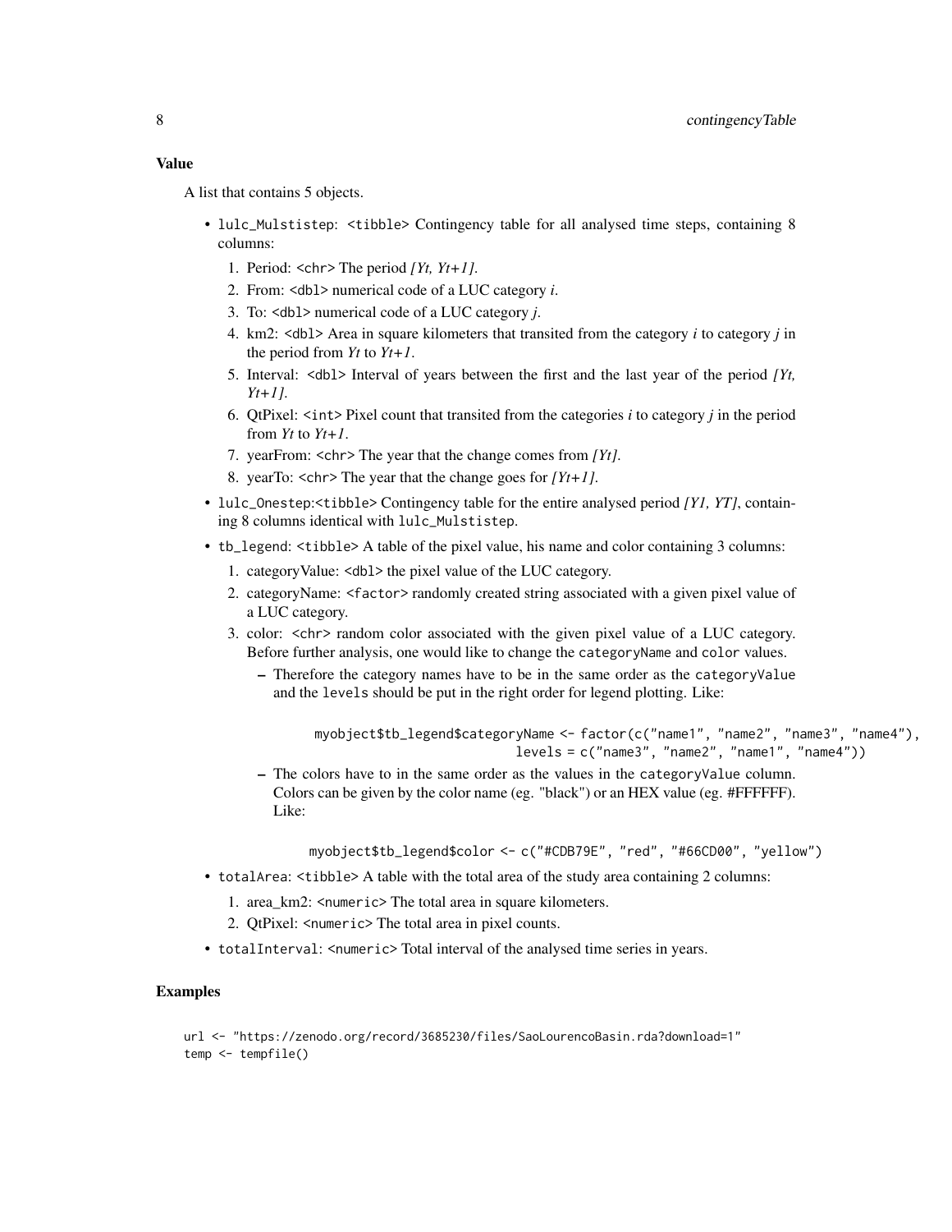### Value

A list that contains 5 objects.

- `lulc_Mulstistep`: `<tibble>` Contingency table for all analysed time steps, containing 8 columns:
  1. Period: `<chr>` The period *[Yt, Yt+1]*.
  2. From: `<dbl>` numerical code of a LUC category *i*.
  3. To: `<dbl>` numerical code of a LUC category *j*.
  4. km2: `<dbl>` Area in square kilometers that transited from the category *i* to category *j* in the period from *Yt* to *Yt+1*.
  5. Interval: `<dbl>` Interval of years between the first and the last year of the period *[Yt, Yt+1]*.
  6. QtPixel: `<int>` Pixel count that transited from the categories *i* to category *j* in the period from *Yt* to *Yt+1*.
  7. yearFrom: `<chr>` The year that the change comes from *[Yt]*.
  8. yearTo: `<chr>` The year that the change goes for *[Yt+1]*.
- `lulc_Onestep`:`<tibble>` Contingency table for the entire analysed period *[Y1, YT]*, containing 8 columns identical with `lulc_Mulstistep`.
- `tb_legend`: `<tibble>` A table of the pixel value, his name and color containing 3 columns:
  1. categoryValue: `<dbl>` the pixel value of the LUC category.
  2. categoryName: `<factor>` randomly created string associated with a given pixel value of a LUC category.
  3. color: `<chr>` random color associated with the given pixel value of a LUC category. Before further analysis, one would like to change the `categoryName` and `color` values.
     - Therefore the category names have to be in the same order as the `categoryValue` and the `levels` should be put in the right order for legend plotting. Like:

       ```
       myobject$tb_legend$categoryName <- factor(c("name1", "name2", "name3", "name4"),
                                      levels = c("name3", "name2", "name1", "name4"))
       ```
     - The colors have to in the same order as the values in the `categoryValue` column. Colors can be given by the color name (eg. "black") or an HEX value (eg. #FFFFFF). Like:

       ```
       myobject$tb_legend$color <- c("#CDB79E", "red", "#66CD00", "yellow")
       ```
- `totalArea`: `<tibble>` A table with the total area of the study area containing 2 columns:
  1. area_km2: `<numeric>` The total area in square kilometers.
  2. QtPixel: `<numeric>` The total area in pixel counts.
- `totalInterval`: `<numeric>` Total interval of the analysed time series in years.

### Examples

```
url <- "https://zenodo.org/record/3685230/files/SaoLourencoBasin.rda?download=1"
temp <- tempfile()
```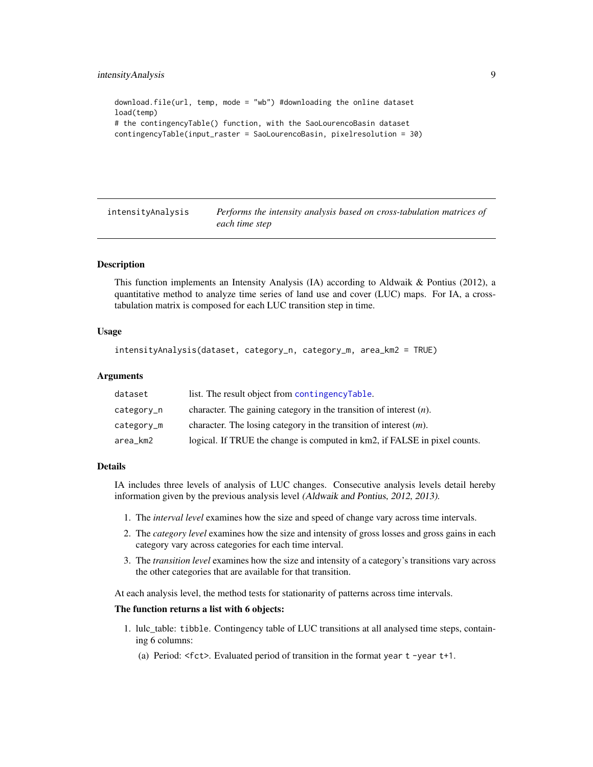```
download.file(url, temp, mode = "wb") #downloading the online dataset
load(temp)
# the contingencyTable() function, with the SaoLourencoBasin dataset
contingencyTable(input_raster = SaoLourencoBasin, pixelresolution = 30)
```

## intensityAnalysis — *Performs the intensity analysis based on cross-tabulation matrices of each time step*

### Description

This function implements an Intensity Analysis (IA) according to Aldwaik & Pontius (2012), a quantitative method to analyze time series of land use and cover (LUC) maps. For IA, a cross-tabulation matrix is composed for each LUC transition step in time.

### Usage

```
intensityAnalysis(dataset, category_n, category_m, area_km2 = TRUE)
```

### Arguments

| | |
|---|---|
| dataset | list. The result object from contingencyTable. |
| category_n | character. The gaining category in the transition of interest (*n*). |
| category_m | character. The losing category in the transition of interest (*m*). |
| area_km2 | logical. If TRUE the change is computed in km2, if FALSE in pixel counts. |

### Details

IA includes three levels of analysis of LUC changes. Consecutive analysis levels detail hereby information given by the previous analysis level *(Aldwaik and Pontius, 2012, 2013).*

1. The *interval level* examines how the size and speed of change vary across time intervals.
2. The *category level* examines how the size and intensity of gross losses and gross gains in each category vary across categories for each time interval.
3. The *transition level* examines how the size and intensity of a category's transitions vary across the other categories that are available for that transition.

At each analysis level, the method tests for stationarity of patterns across time intervals.

**The function returns a list with 6 objects:**

1. lulc_table: `tibble`. Contingency table of LUC transitions at all analysed time steps, containing 6 columns:
   (a) Period: `<fct>`. Evaluated period of transition in the format `year t -year t+1`.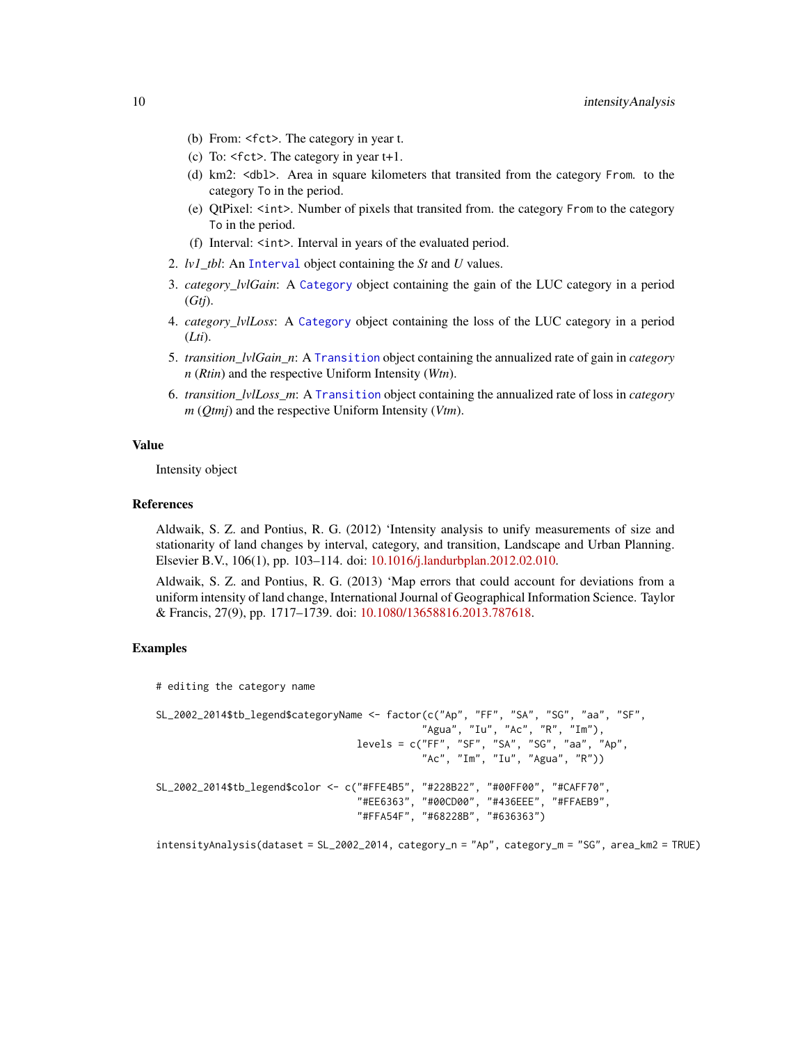(b) From: `<fct>`. The category in year t.
   (c) To: `<fct>`. The category in year t+1.
   (d) km2: `<dbl>`. Area in square kilometers that transited from the category `From`. to the category `To` in the period.
   (e) QtPixel: `<int>`. Number of pixels that transited from. the category `From` to the category `To` in the period.
   (f) Interval: `<int>`. Interval in years of the evaluated period.

2. *lv1_tbl*: An `Interval` object containing the *St* and *U* values.
3. *category_lvlGain*: A `Category` object containing the gain of the LUC category in a period (*Gtj*).
4. *category_lvlLoss*: A `Category` object containing the loss of the LUC category in a period (*Lti*).
5. *transition_lvlGain_n*: A `Transition` object containing the annualized rate of gain in *category n* (*Rtin*) and the respective Uniform Intensity (*Wtn*).
6. *transition_lvlLoss_m*: A `Transition` object containing the annualized rate of loss in *category m* (*Qtmj*) and the respective Uniform Intensity (*Vtm*).

## Value

Intensity object

## References

Aldwaik, S. Z. and Pontius, R. G. (2012) 'Intensity analysis to unify measurements of size and stationarity of land changes by interval, category, and transition, Landscape and Urban Planning. Elsevier B.V., 106(1), pp. 103–114. doi: 10.1016/j.landurbplan.2012.02.010.

Aldwaik, S. Z. and Pontius, R. G. (2013) 'Map errors that could account for deviations from a uniform intensity of land change, International Journal of Geographical Information Science. Taylor & Francis, 27(9), pp. 1717–1739. doi: 10.1080/13658816.2013.787618.

## Examples

```
# editing the category name

SL_2002_2014$tb_legend$categoryName <- factor(c("Ap", "FF", "SA", "SG", "aa", "SF",
                                             "Agua", "Iu", "Ac", "R", "Im"),
                                  levels = c("FF", "SF", "SA", "SG", "aa", "Ap",
                                             "Ac", "Im", "Iu", "Agua", "R"))

SL_2002_2014$tb_legend$color <- c("#FFE4B5", "#228B22", "#00FF00", "#CAFF70",
                                  "#EE6363", "#00CD00", "#436EEE", "#FFAEB9",
                                  "#FFA54F", "#68228B", "#636363")

intensityAnalysis(dataset = SL_2002_2014, category_n = "Ap", category_m = "SG", area_km2 = TRUE)
```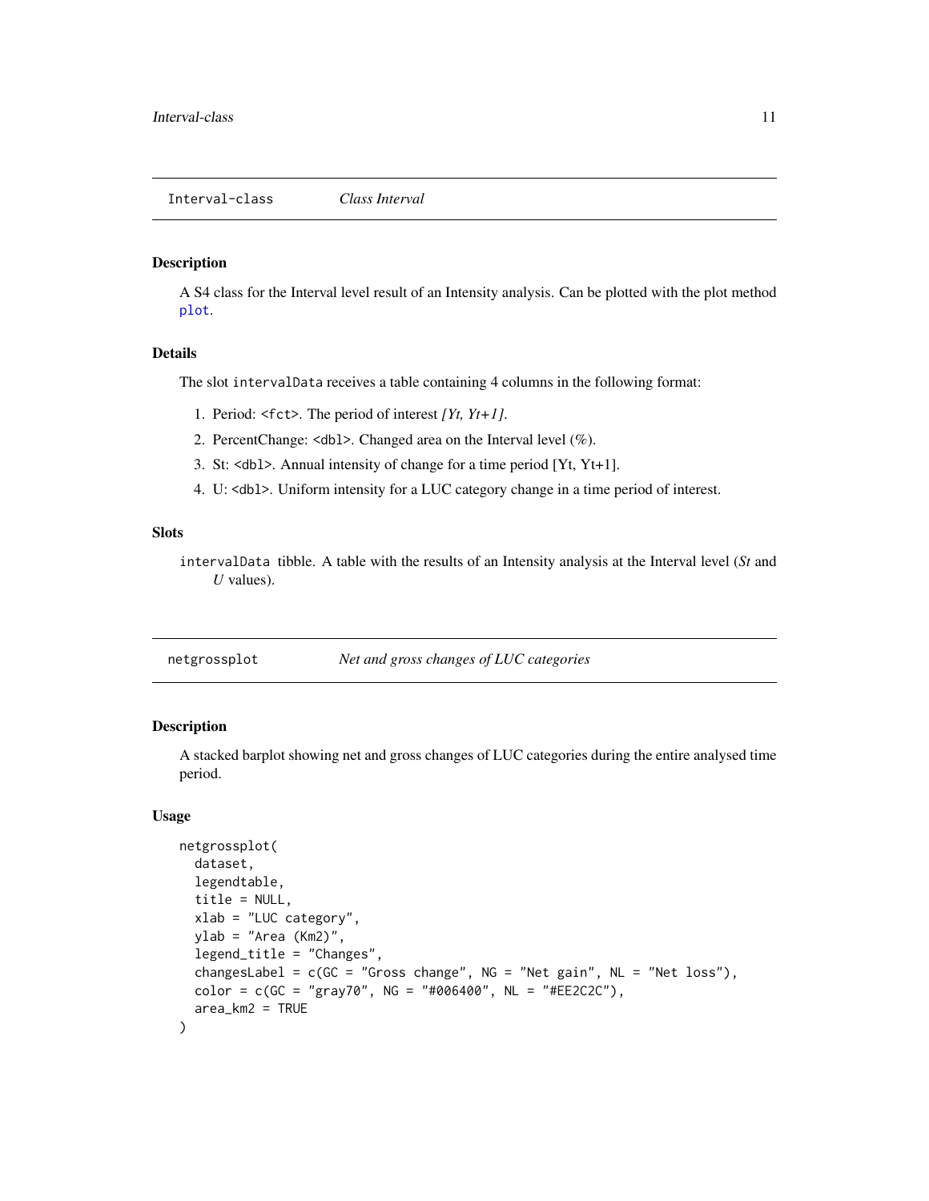## Interval-class *Class Interval*

### Description

A S4 class for the Interval level result of an Intensity analysis. Can be plotted with the plot method `plot`.

### Details

The slot `intervalData` receives a table containing 4 columns in the following format:

1. Period: <fct>. The period of interest *[Yt, Yt+1]*.
2. PercentChange: <dbl>. Changed area on the Interval level (%).
3. St: <dbl>. Annual intensity of change for a time period [Yt, Yt+1].
4. U: <dbl>. Uniform intensity for a LUC category change in a time period of interest.

### Slots

`intervalData` tibble. A table with the results of an Intensity analysis at the Interval level (*St* and *U* values).

## netgrossplot *Net and gross changes of LUC categories*

### Description

A stacked barplot showing net and gross changes of LUC categories during the entire analysed time period.

### Usage

```
netgrossplot(
  dataset,
  legendtable,
  title = NULL,
  xlab = "LUC category",
  ylab = "Area (Km2)",
  legend_title = "Changes",
  changesLabel = c(GC = "Gross change", NG = "Net gain", NL = "Net loss"),
  color = c(GC = "gray70", NG = "#006400", NL = "#EE2C2C"),
  area_km2 = TRUE
)
```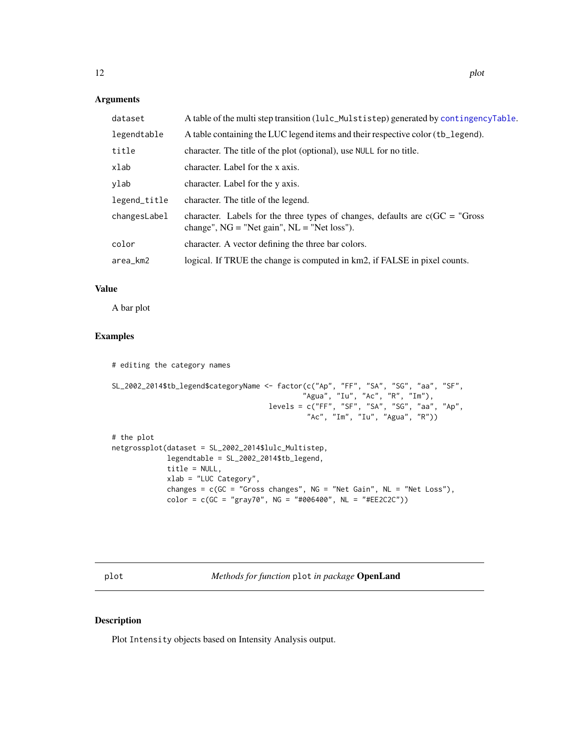## Arguments

| | |
|---|---|
| `dataset` | A table of the multi step transition (`lulc_Mulstistep`) generated by `contingencyTable`. |
| `legendtable` | A table containing the LUC legend items and their respective color (`tb_legend`). |
| `title` | character. The title of the plot (optional), use `NULL` for no title. |
| `xlab` | character. Label for the x axis. |
| `ylab` | character. Label for the y axis. |
| `legend_title` | character. The title of the legend. |
| `changesLabel` | character. Labels for the three types of changes, defaults are c(GC = "Gross change", NG = "Net gain", NL = "Net loss"). |
| `color` | character. A vector defining the three bar colors. |
| `area_km2` | logical. If TRUE the change is computed in km2, if FALSE in pixel counts. |

## Value

A bar plot

## Examples

```
# editing the category names

SL_2002_2014$tb_legend$categoryName <- factor(c("Ap", "FF", "SA", "SG", "aa", "SF",
                                             "Agua", "Iu", "Ac", "R", "Im"),
                                       levels = c("FF", "SF", "SA", "SG", "aa", "Ap",
                                              "Ac", "Im", "Iu", "Agua", "R"))

# the plot
netgrossplot(dataset = SL_2002_2014$lulc_Multistep,
             legendtable = SL_2002_2014$tb_legend,
             title = NULL,
             xlab = "LUC Category",
             changes = c(GC = "Gross changes", NG = "Net Gain", NL = "Net Loss"),
             color = c(GC = "gray70", NG = "#006400", NL = "#EE2C2C"))
```

---

`plot` *Methods for function* `plot` *in package* **OpenLand**

## Description

Plot `Intensity` objects based on Intensity Analysis output.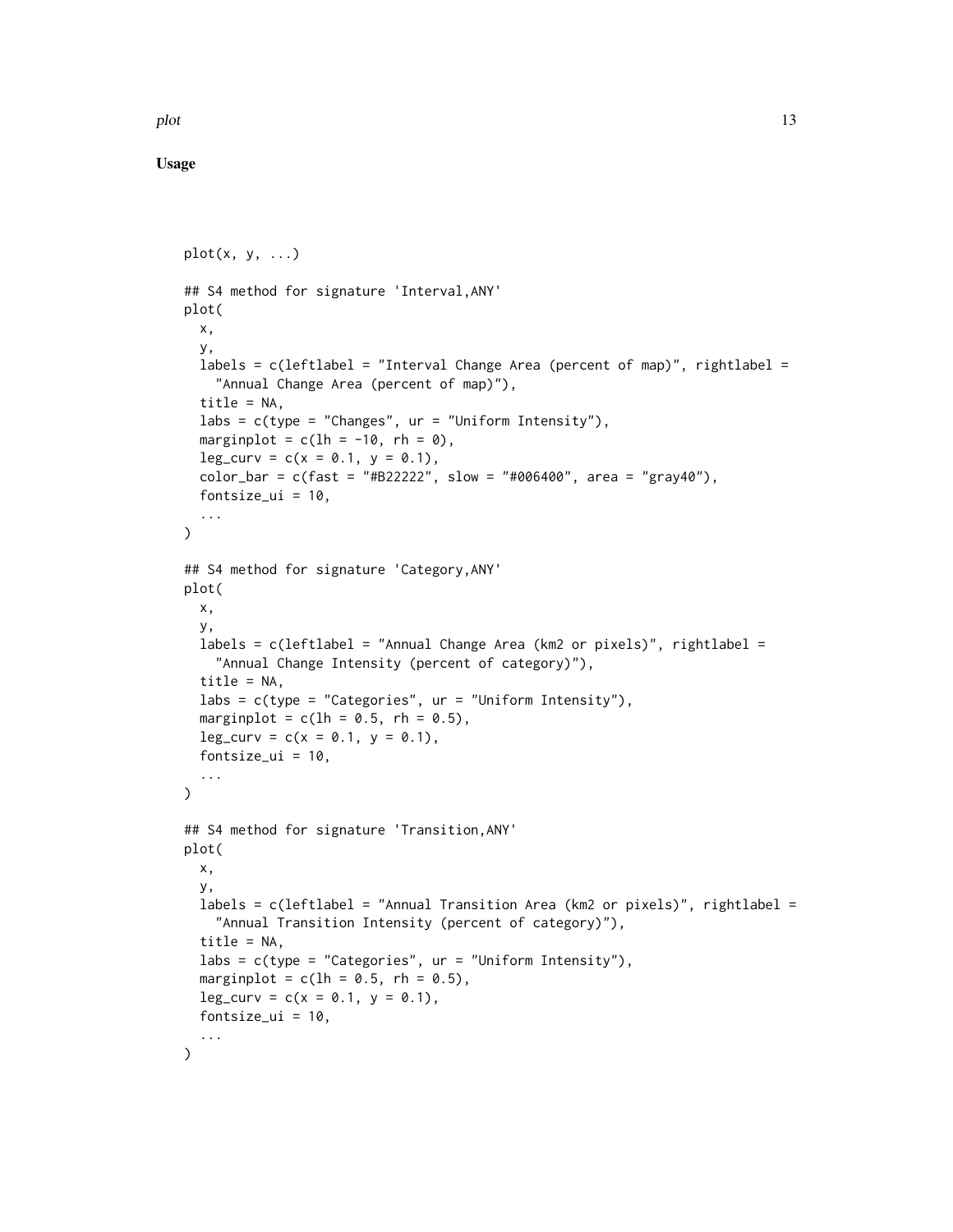### Usage

```
plot(x, y, ...)

## S4 method for signature 'Interval,ANY'
plot(
  x,
  y,
  labels = c(leftlabel = "Interval Change Area (percent of map)", rightlabel =
    "Annual Change Area (percent of map)"),
  title = NA,
  labs = c(type = "Changes", ur = "Uniform Intensity"),
  marginplot = c(lh = -10, rh = 0),
  leg_curv = c(x = 0.1, y = 0.1),
  color_bar = c(fast = "#B22222", slow = "#006400", area = "gray40"),
  fontsize_ui = 10,
  ...
)

## S4 method for signature 'Category,ANY'
plot(
  x,
  y,
  labels = c(leftlabel = "Annual Change Area (km2 or pixels)", rightlabel =
    "Annual Change Intensity (percent of category)"),
  title = NA,
  labs = c(type = "Categories", ur = "Uniform Intensity"),
  marginplot = c(lh = 0.5, rh = 0.5),
  leg_curv = c(x = 0.1, y = 0.1),
  fontsize_ui = 10,
  ...
)

## S4 method for signature 'Transition,ANY'
plot(
  x,
  y,
  labels = c(leftlabel = "Annual Transition Area (km2 or pixels)", rightlabel =
    "Annual Transition Intensity (percent of category)"),
  title = NA,
  labs = c(type = "Categories", ur = "Uniform Intensity"),
  marginplot = c(lh = 0.5, rh = 0.5),
  leg_curv = c(x = 0.1, y = 0.1),
  fontsize_ui = 10,
  ...
)
```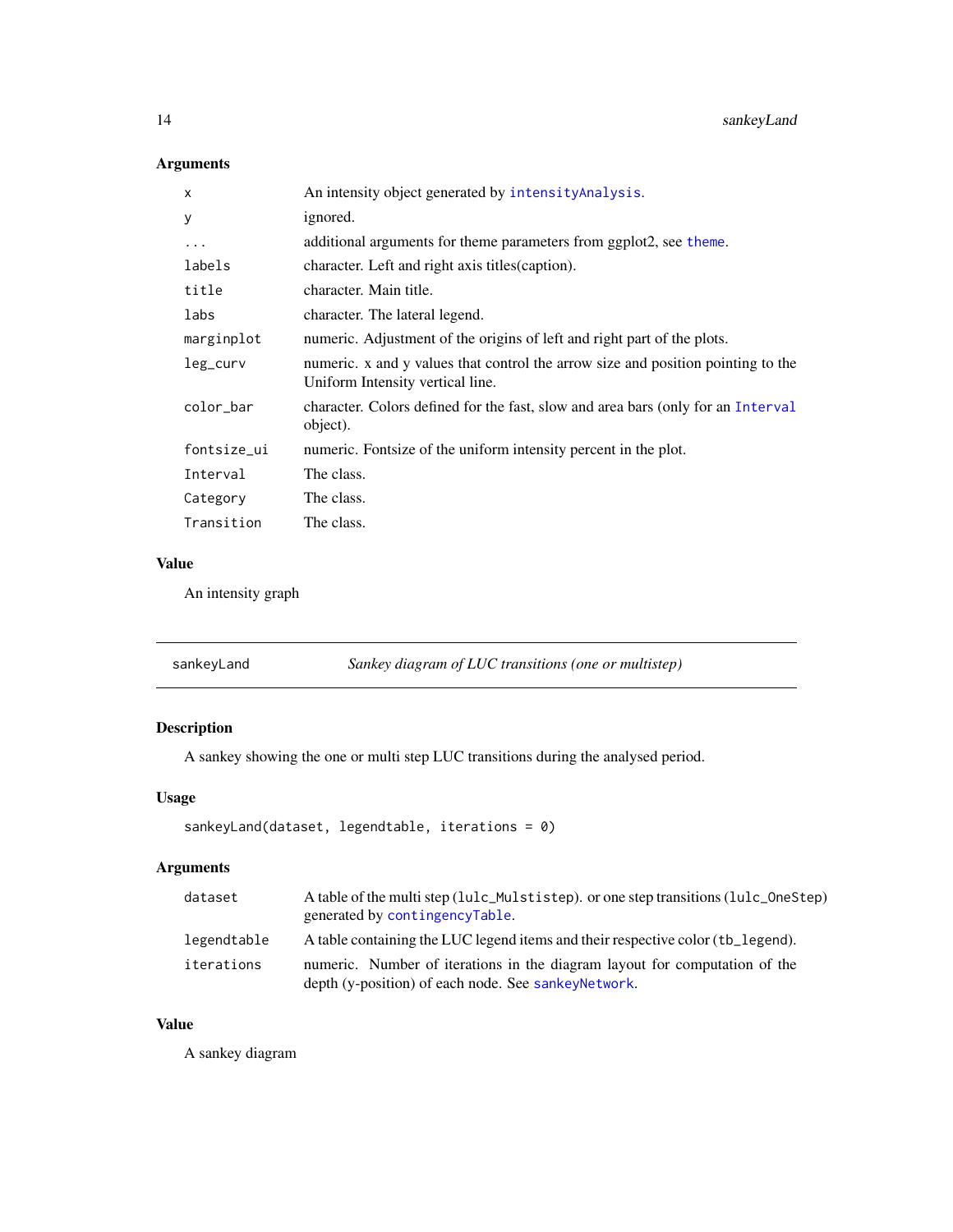### Arguments

| | |
|---|---|
| `x` | An intensity object generated by `intensityAnalysis`. |
| `y` | ignored. |
| `...` | additional arguments for theme parameters from ggplot2, see `theme`. |
| `labels` | character. Left and right axis titles(caption). |
| `title` | character. Main title. |
| `labs` | character. The lateral legend. |
| `marginplot` | numeric. Adjustment of the origins of left and right part of the plots. |
| `leg_curv` | numeric. x and y values that control the arrow size and position pointing to the Uniform Intensity vertical line. |
| `color_bar` | character. Colors defined for the fast, slow and area bars (only for an `Interval` object). |
| `fontsize_ui` | numeric. Fontsize of the uniform intensity percent in the plot. |
| `Interval` | The class. |
| `Category` | The class. |
| `Transition` | The class. |

### Value

An intensity graph

---

## `sankeyLand` *Sankey diagram of LUC transitions (one or multistep)*

---

### Description

A sankey showing the one or multi step LUC transitions during the analysed period.

### Usage

```
sankeyLand(dataset, legendtable, iterations = 0)
```

### Arguments

| | |
|---|---|
| `dataset` | A table of the multi step (`lulc_Mulstistep`). or one step transitions (`lulc_OneStep`) generated by `contingencyTable`. |
| `legendtable` | A table containing the LUC legend items and their respective color (`tb_legend`). |
| `iterations` | numeric. Number of iterations in the diagram layout for computation of the depth (y-position) of each node. See `sankeyNetwork`. |

### Value

A sankey diagram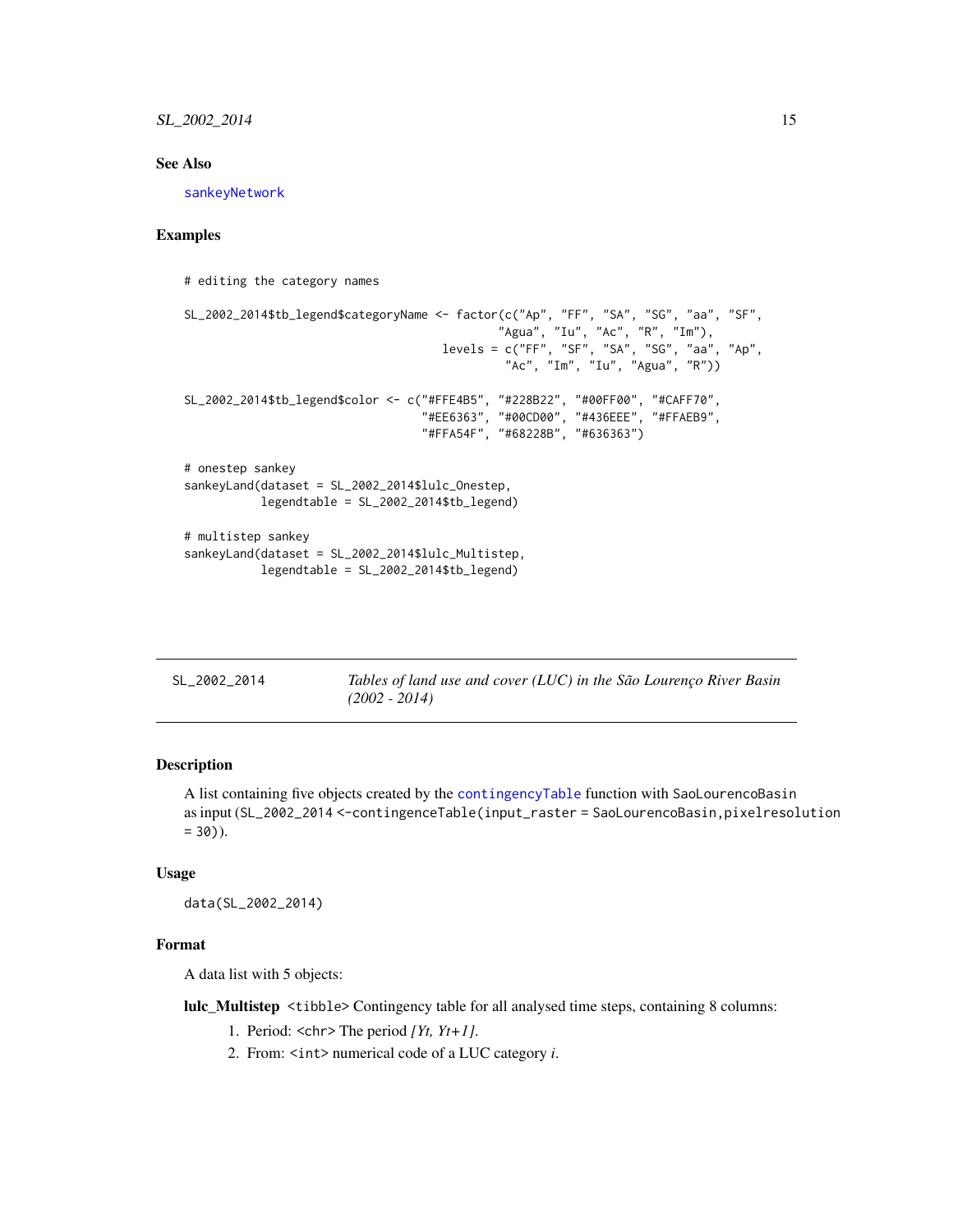## See Also

sankeyNetwork

## Examples

```
# editing the category names

SL_2002_2014$tb_legend$categoryName <- factor(c("Ap", "FF", "SA", "SG", "aa", "SF",
                                              "Agua", "Iu", "Ac", "R", "Im"),
                                     levels = c("FF", "SF", "SA", "SG", "aa", "Ap",
                                                "Ac", "Im", "Iu", "Agua", "R"))

SL_2002_2014$tb_legend$color <- c("#FFE4B5", "#228B22", "#00FF00", "#CAFF70",
                                  "#EE6363", "#00CD00", "#436EEE", "#FFAEB9",
                                  "#FFA54F", "#68228B", "#636363")

# onestep sankey
sankeyLand(dataset = SL_2002_2014$lulc_Onestep,
           legendtable = SL_2002_2014$tb_legend)

# multistep sankey
sankeyLand(dataset = SL_2002_2014$lulc_Multistep,
           legendtable = SL_2002_2014$tb_legend)
```

---

# SL_2002_2014 — *Tables of land use and cover (LUC) in the São Lourenço River Basin (2002 - 2014)*

## Description

A list containing five objects created by the contingencyTable function with SaoLourencoBasin as input (SL_2002_2014 <-contingenceTable(input_raster = SaoLourencoBasin,pixelresolution = 30)).

## Usage

```
data(SL_2002_2014)
```

## Format

A data list with 5 objects:

**lulc_Multistep** <tibble> Contingency table for all analysed time steps, containing 8 columns:

1. Period: <chr> The period *[Yt, Yt+1]*.
2. From: <int> numerical code of a LUC category *i*.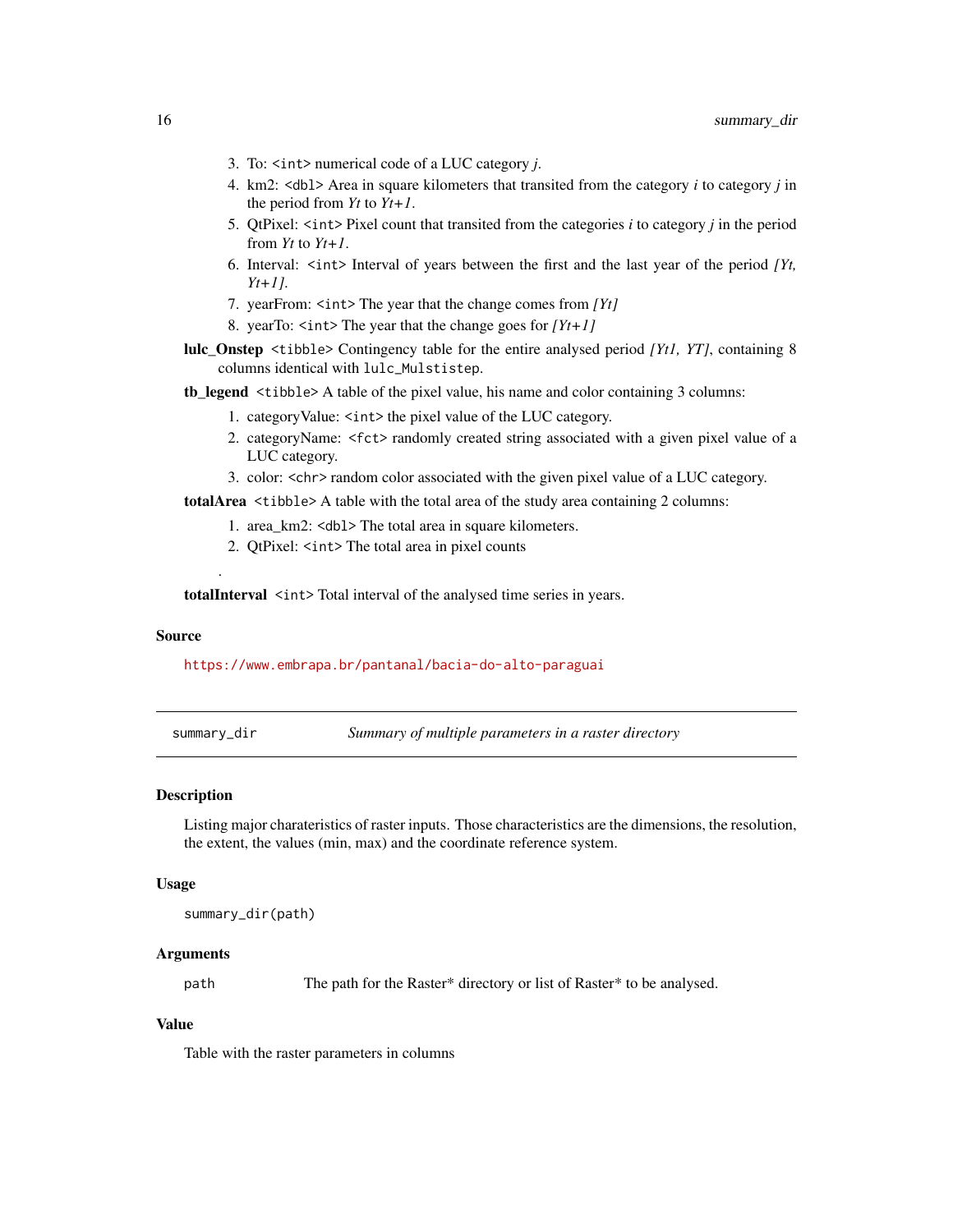3. To: `<int>` numerical code of a LUC category *j*.
4. km2: `<dbl>` Area in square kilometers that transited from the category *i* to category *j* in the period from *Yt* to *Yt+1*.
5. QtPixel: `<int>` Pixel count that transited from the categories *i* to category *j* in the period from *Yt* to *Yt+1*.
6. Interval: `<int>` Interval of years between the first and the last year of the period *[Yt, Yt+1]*.
7. yearFrom: `<int>` The year that the change comes from *[Yt]*
8. yearTo: `<int>` The year that the change goes for *[Yt+1]*

**lulc_Onstep** `<tibble>` Contingency table for the entire analysed period *[Yt1, YT]*, containing 8 columns identical with `lulc_Mulstistep`.

**tb_legend** `<tibble>` A table of the pixel value, his name and color containing 3 columns:

1. categoryValue: `<int>` the pixel value of the LUC category.
2. categoryName: `<fct>` randomly created string associated with a given pixel value of a LUC category.
3. color: `<chr>` random color associated with the given pixel value of a LUC category.

**totalArea** `<tibble>` A table with the total area of the study area containing 2 columns:

1. area_km2: `<dbl>` The total area in square kilometers.
2. QtPixel: `<int>` The total area in pixel counts

.

**totalInterval** `<int>` Total interval of the analysed time series in years.

### Source

https://www.embrapa.br/pantanal/bacia-do-alto-paraguai

---

## summary_dir — *Summary of multiple parameters in a raster directory*

### Description

Listing major charateristics of raster inputs. Those characteristics are the dimensions, the resolution, the extent, the values (min, max) and the coordinate reference system.

### Usage

```
summary_dir(path)
```

### Arguments

| | |
|---|---|
| `path` | The path for the Raster* directory or list of Raster* to be analysed. |

### Value

Table with the raster parameters in columns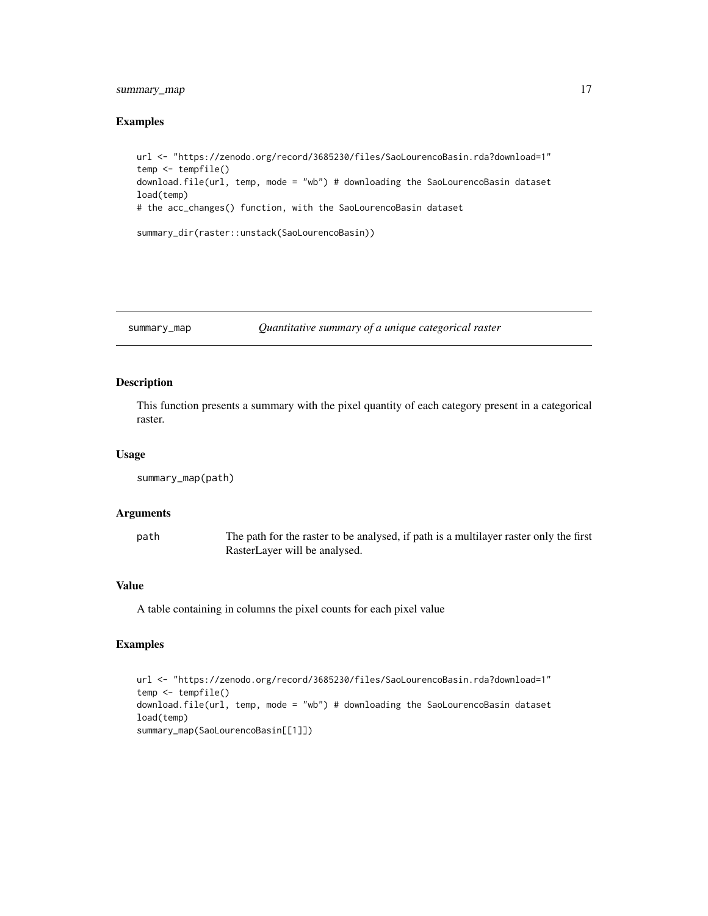## Examples

```
url <- "https://zenodo.org/record/3685230/files/SaoLourencoBasin.rda?download=1"
temp <- tempfile()
download.file(url, temp, mode = "wb") # downloading the SaoLourencoBasin dataset
load(temp)
# the acc_changes() function, with the SaoLourencoBasin dataset

summary_dir(raster::unstack(SaoLourencoBasin))
```

---

# summary_map — *Quantitative summary of a unique categorical raster*

---

## Description

This function presents a summary with the pixel quantity of each category present in a categorical raster.

## Usage

```
summary_map(path)
```

## Arguments

| | |
|---|---|
| path | The path for the raster to be analysed, if path is a multilayer raster only the first RasterLayer will be analysed. |

## Value

A table containing in columns the pixel counts for each pixel value

## Examples

```
url <- "https://zenodo.org/record/3685230/files/SaoLourencoBasin.rda?download=1"
temp <- tempfile()
download.file(url, temp, mode = "wb") # downloading the SaoLourencoBasin dataset
load(temp)
summary_map(SaoLourencoBasin[[1]])
```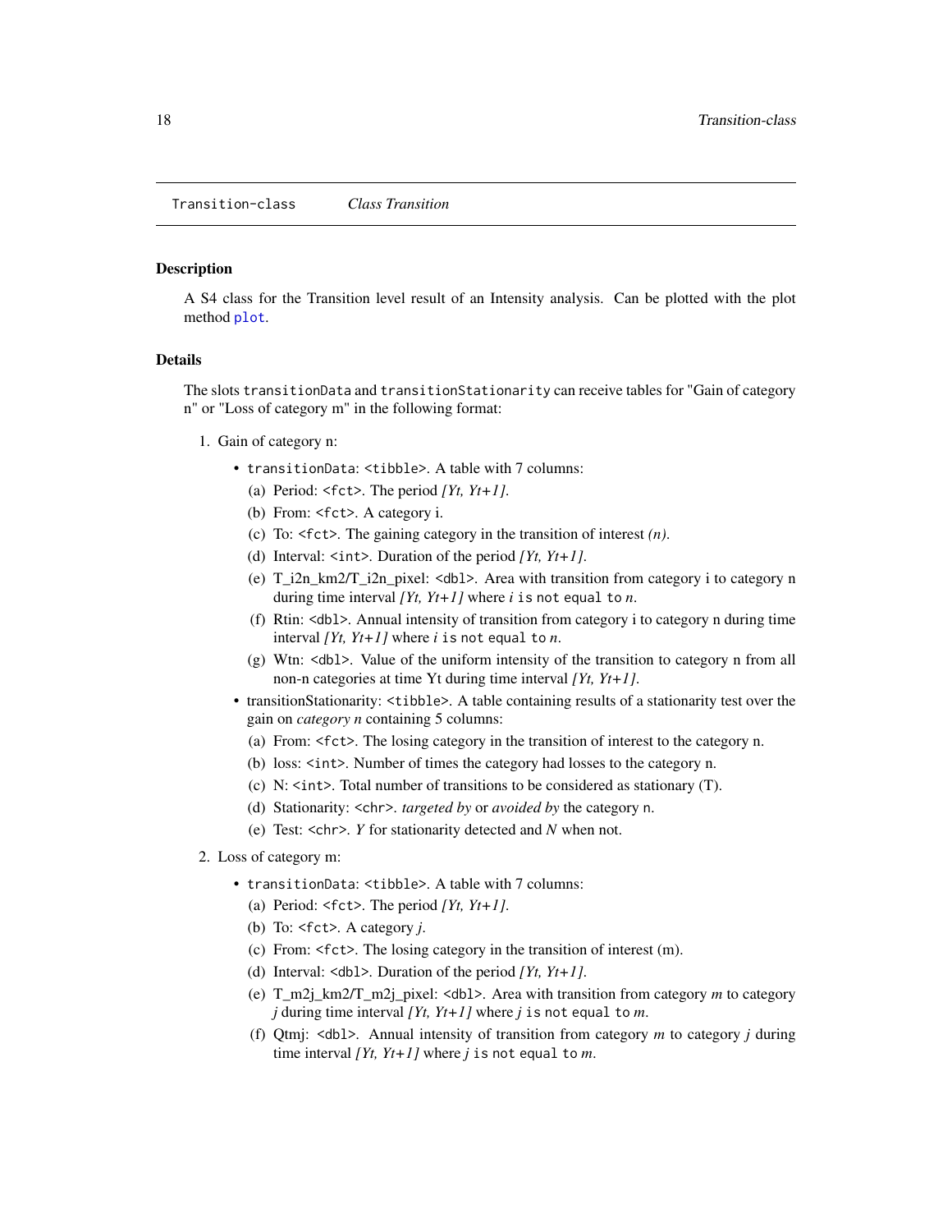## Transition-class *Class Transition*

### Description

A S4 class for the Transition level result of an Intensity analysis. Can be plotted with the plot method `plot`.

### Details

The slots `transitionData` and `transitionStationarity` can receive tables for "Gain of category n" or "Loss of category m" in the following format:

1. Gain of category n:
   - `transitionData`: `<tibble>`. A table with 7 columns:
     (a) Period: `<fct>`. The period *[Yt, Yt+1]*.
     (b) From: `<fct>`. A category i.
     (c) To: `<fct>`. The gaining category in the transition of interest *(n)*.
     (d) Interval: `<int>`. Duration of the period *[Yt, Yt+1]*.
     (e) T_i2n_km2/T_i2n_pixel: `<dbl>`. Area with transition from category i to category n during time interval *[Yt, Yt+1]* where *i* `is not equal to` *n*.
     (f) Rtin: `<dbl>`. Annual intensity of transition from category i to category n during time interval *[Yt, Yt+1]* where *i* `is not equal to` *n*.
     (g) Wtn: `<dbl>`. Value of the uniform intensity of the transition to category n from all non-n categories at time Yt during time interval *[Yt, Yt+1]*.
   - transitionStationarity: `<tibble>`. A table containing results of a stationarity test over the gain on *category n* containing 5 columns:
     (a) From: `<fct>`. The losing category in the transition of interest to the category n.
     (b) loss: `<int>`. Number of times the category had losses to the category n.
     (c) N: `<int>`. Total number of transitions to be considered as stationary (T).
     (d) Stationarity: `<chr>`. *targeted by* or *avoided by* the category `n`.
     (e) Test: `<chr>`. *Y* for stationarity detected and *N* when not.
2. Loss of category m:
   - `transitionData`: `<tibble>`. A table with 7 columns:
     (a) Period: `<fct>`. The period *[Yt, Yt+1]*.
     (b) To: `<fct>`. A category *j*.
     (c) From: `<fct>`. The losing category in the transition of interest (m).
     (d) Interval: `<dbl>`. Duration of the period *[Yt, Yt+1]*.
     (e) T_m2j_km2/T_m2j_pixel: `<dbl>`. Area with transition from category *m* to category *j* during time interval *[Yt, Yt+1]* where *j* `is not equal to` *m*.
     (f) Qtmj: `<dbl>`. Annual intensity of transition from category *m* to category *j* during time interval *[Yt, Yt+1]* where *j* `is not equal to` *m*.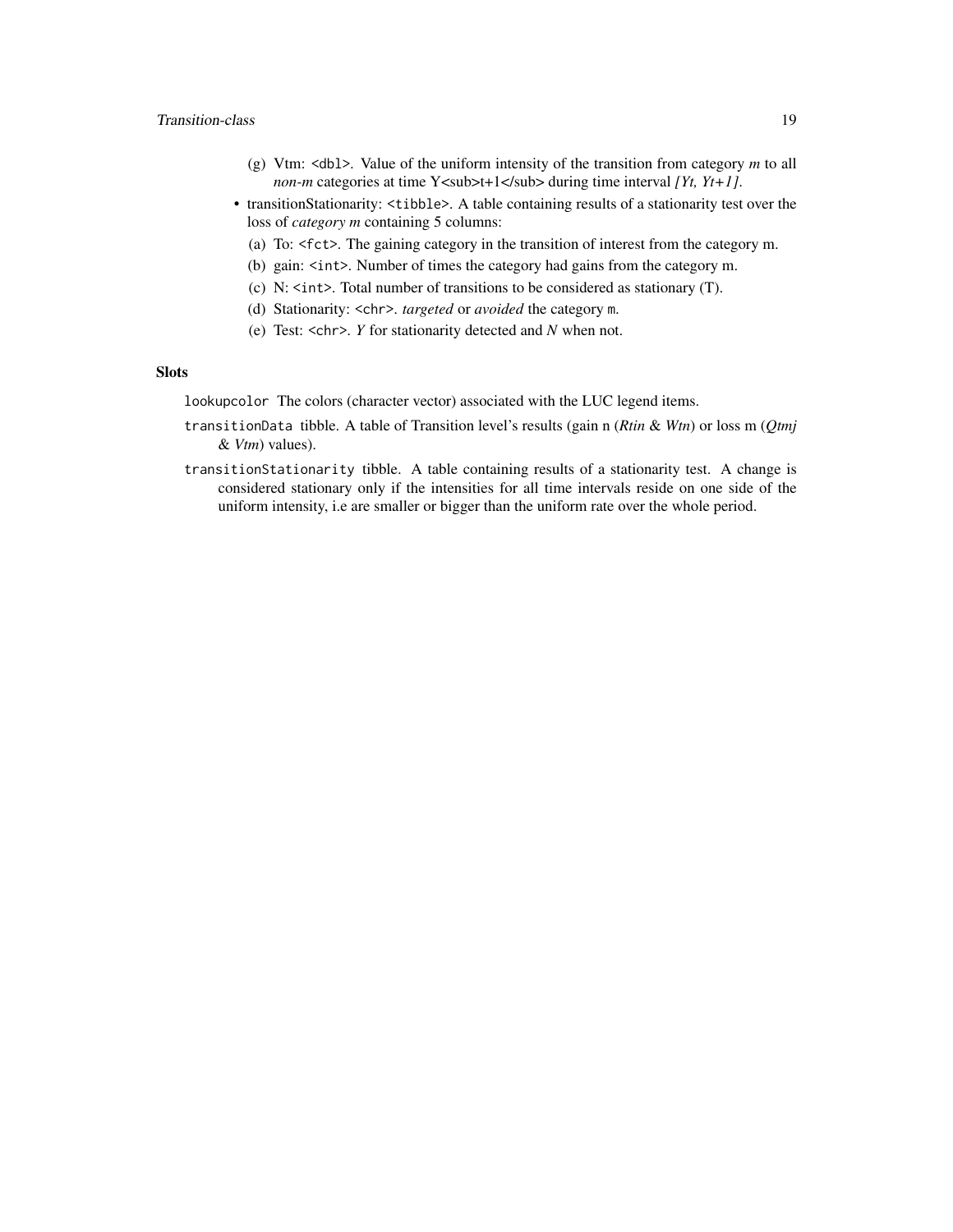(g) Vtm: `<dbl>`. Value of the uniform intensity of the transition from category *m* to all *non-m* categories at time Y<sub>t+1</sub> during time interval *[Yt, Yt+1]*.

- transitionStationarity: `<tibble>`. A table containing results of a stationarity test over the loss of *category m* containing 5 columns:
  (a) To: `<fct>`. The gaining category in the transition of interest from the category m.
  (b) gain: `<int>`. Number of times the category had gains from the category m.
  (c) N: `<int>`. Total number of transitions to be considered as stationary (T).
  (d) Stationarity: `<chr>`. *targeted* or *avoided* the category `m`.
  (e) Test: `<chr>`. *Y* for stationarity detected and *N* when not.

### Slots

`lookupcolor` The colors (character vector) associated with the LUC legend items.

`transitionData` tibble. A table of Transition level's results (gain n (*Rtin* & *Wtn*) or loss m (*Qtmj* & *Vtm*) values).

`transitionStationarity` tibble. A table containing results of a stationarity test. A change is considered stationary only if the intensities for all time intervals reside on one side of the uniform intensity, i.e are smaller or bigger than the uniform rate over the whole period.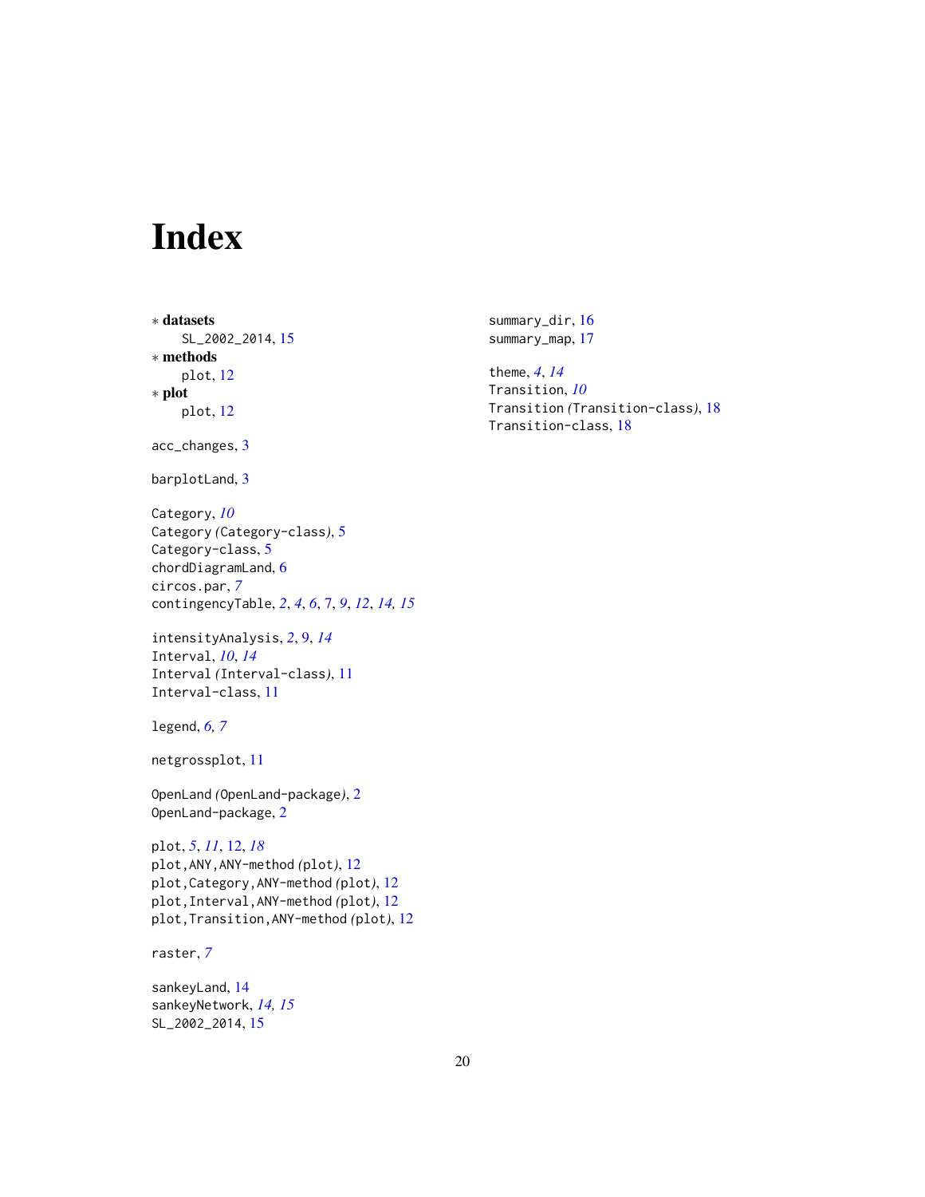# Index

∗ **datasets**
  SL_2002_2014, 15
∗ **methods**
  plot, 12
∗ **plot**
  plot, 12

acc_changes, 3

barplotLand, 3

Category, *10*
Category *(*Category-class*)*, 5
Category-class, 5
chordDiagramLand, 6
circos.par, *7*
contingencyTable, *2*, *4*, *6*, 7, *9*, *12*, *14, 15*

intensityAnalysis, *2*, 9, *14*
Interval, *10*, *14*
Interval *(*Interval-class*)*, 11
Interval-class, 11

legend, *6, 7*

netgrossplot, 11

OpenLand *(*OpenLand-package*)*, 2
OpenLand-package, 2

plot, *5*, *11*, 12, *18*
plot,ANY,ANY-method *(*plot*)*, 12
plot,Category,ANY-method *(*plot*)*, 12
plot,Interval,ANY-method *(*plot*)*, 12
plot,Transition,ANY-method *(*plot*)*, 12

raster, *7*

sankeyLand, 14
sankeyNetwork, *14, 15*
SL_2002_2014, 15
summary_dir, 16
summary_map, 17

theme, *4*, *14*
Transition, *10*
Transition *(*Transition-class*)*, 18
Transition-class, 18